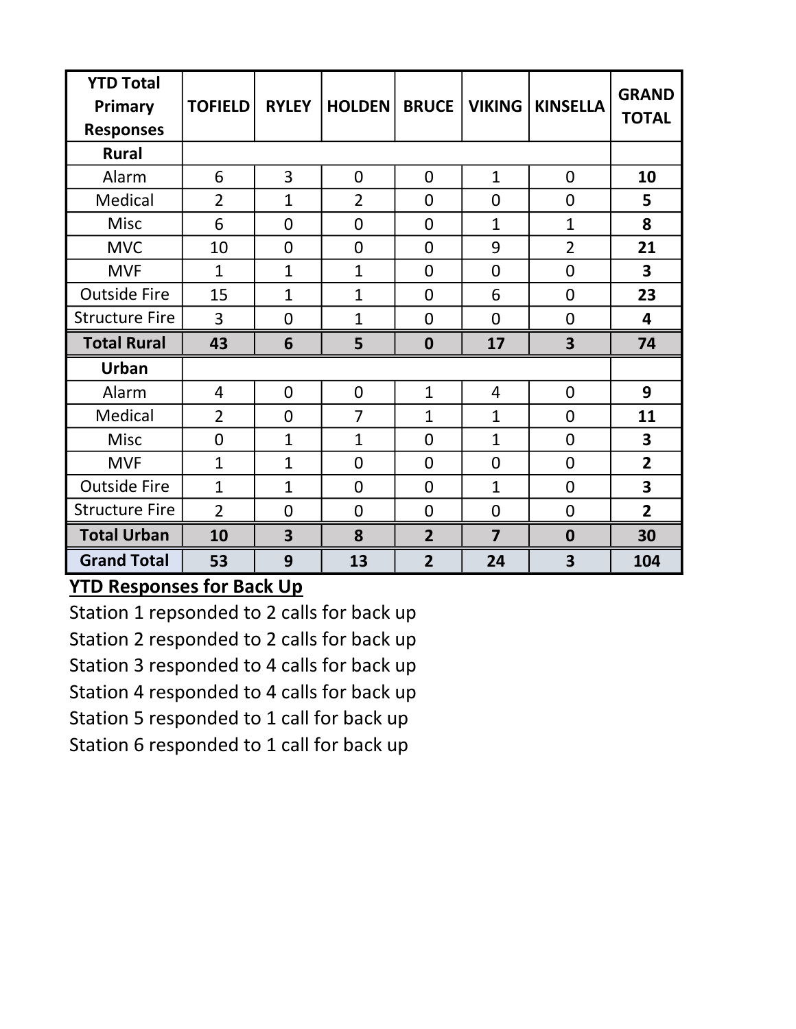| YTD Total Primary Responses | TOFIELD | RYLEY | HOLDEN | BRUCE | VIKING | KINSELLA | GRAND TOTAL |
|---|---|---|---|---|---|---|---|
| **Rural** | | | | | | | |
| Alarm | 6 | 3 | 0 | 0 | 1 | 0 | **10** |
| Medical | 2 | 1 | 2 | 0 | 0 | 0 | **5** |
| Misc | 6 | 0 | 0 | 0 | 1 | 1 | **8** |
| MVC | 10 | 0 | 0 | 0 | 9 | 2 | **21** |
| MVF | 1 | 1 | 1 | 0 | 0 | 0 | **3** |
| Outside Fire | 15 | 1 | 1 | 0 | 6 | 0 | **23** |
| Structure Fire | 3 | 0 | 1 | 0 | 0 | 0 | **4** |
| **Total Rural** | **43** | **6** | **5** | **0** | **17** | **3** | **74** |
| **Urban** | | | | | | | |
| Alarm | 4 | 0 | 0 | 1 | 4 | 0 | **9** |
| Medical | 2 | 0 | 7 | 1 | 1 | 0 | **11** |
| Misc | 0 | 1 | 1 | 0 | 1 | 0 | **3** |
| MVF | 1 | 1 | 0 | 0 | 0 | 0 | **2** |
| Outside Fire | 1 | 1 | 0 | 0 | 1 | 0 | **3** |
| Structure Fire | 2 | 0 | 0 | 0 | 0 | 0 | **2** |
| **Total Urban** | **10** | **3** | **8** | **2** | **7** | **0** | **30** |
| **Grand Total** | **53** | **9** | **13** | **2** | **24** | **3** | **104** |

**YTD Responses for Back Up**

Station 1 repsonded to 2 calls for back up
Station 2 responded to 2 calls for back up
Station 3 responded to 4 calls for back up
Station 4 responded to 4 calls for back up
Station 5 responded to 1 call for back up
Station 6 responded to 1 call for back up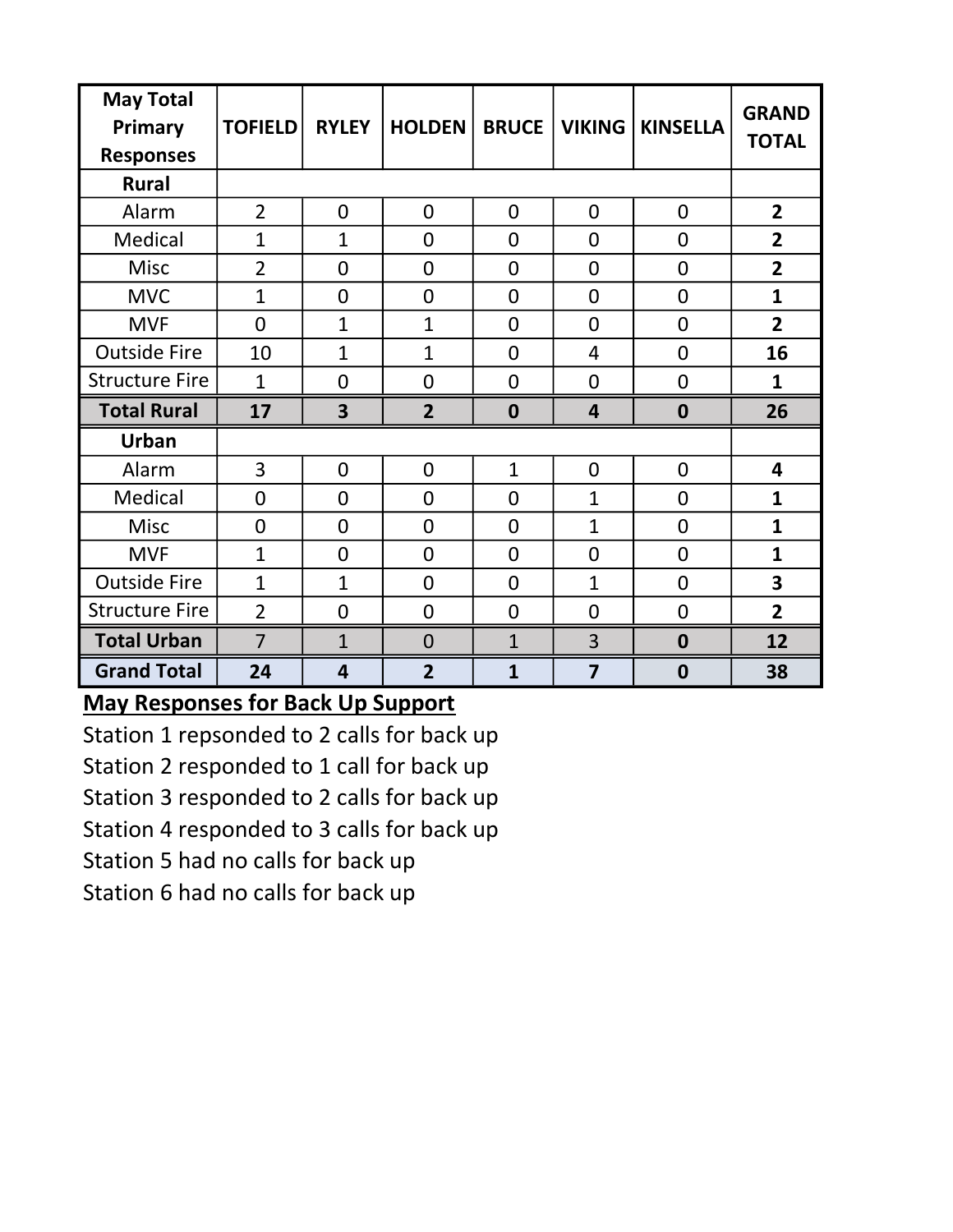| May Total Primary Responses | TOFIELD | RYLEY | HOLDEN | BRUCE | VIKING | KINSELLA | GRAND TOTAL |
|---|---|---|---|---|---|---|---|
| **Rural** | | | | | | | |
| Alarm | 2 | 0 | 0 | 0 | 0 | 0 | **2** |
| Medical | 1 | 1 | 0 | 0 | 0 | 0 | **2** |
| Misc | 2 | 0 | 0 | 0 | 0 | 0 | **2** |
| MVC | 1 | 0 | 0 | 0 | 0 | 0 | **1** |
| MVF | 0 | 1 | 1 | 0 | 0 | 0 | **2** |
| Outside Fire | 10 | 1 | 1 | 0 | 4 | 0 | **16** |
| Structure Fire | 1 | 0 | 0 | 0 | 0 | 0 | **1** |
| **Total Rural** | **17** | **3** | **2** | **0** | **4** | **0** | **26** |
| **Urban** | | | | | | | |
| Alarm | 3 | 0 | 0 | 1 | 0 | 0 | **4** |
| Medical | 0 | 0 | 0 | 0 | 1 | 0 | **1** |
| Misc | 0 | 0 | 0 | 0 | 1 | 0 | **1** |
| MVF | 1 | 0 | 0 | 0 | 0 | 0 | **1** |
| Outside Fire | 1 | 1 | 0 | 0 | 1 | 0 | **3** |
| Structure Fire | 2 | 0 | 0 | 0 | 0 | 0 | **2** |
| **Total Urban** | 7 | 1 | 0 | 1 | 3 | **0** | **12** |
| **Grand Total** | **24** | **4** | **2** | **1** | **7** | **0** | **38** |

**May Responses for Back Up Support**

Station 1 repsonded to 2 calls for back up
Station 2 responded to 1 call for back up
Station 3 responded to 2 calls for back up
Station 4 responded to 3 calls for back up
Station 5 had no calls for back up
Station 6 had no calls for back up